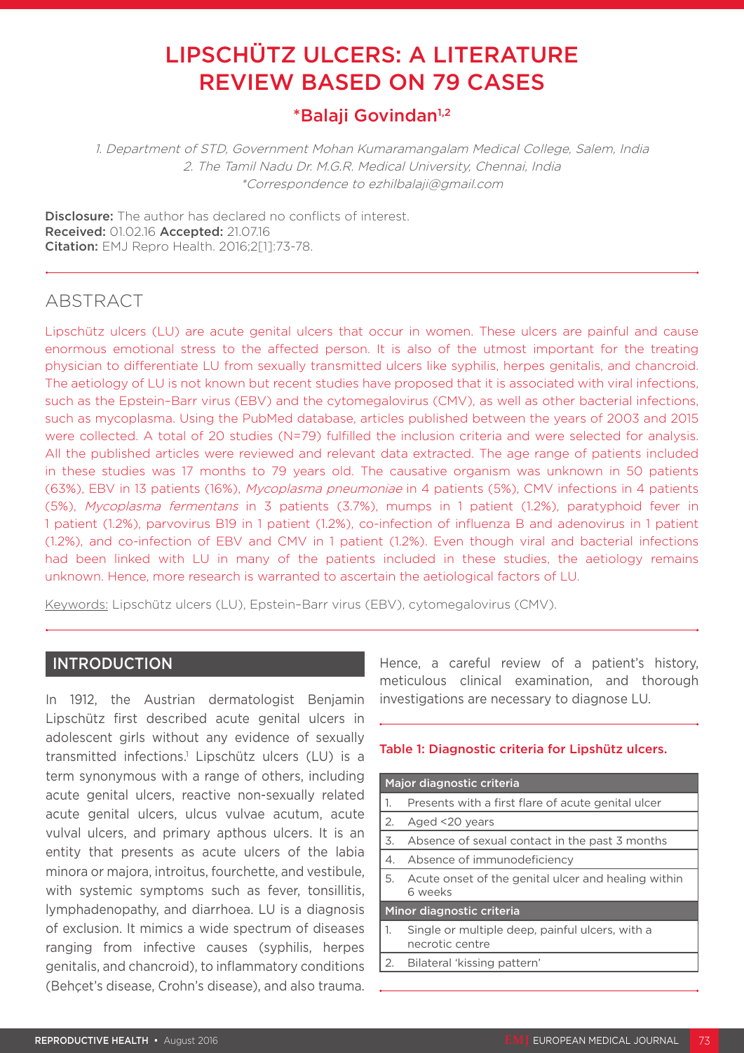# LIPSCHÜTZ ULCERS: A LITERATURE REVIEW BASED ON 79 CASES

**\*Balaji Govindan[1,2]**

1. Department of STD, Government Mohan Kumaramangalam Medical College, Salem, India
2. The Tamil Nadu Dr. M.G.R. Medical University, Chennai, India
\*Correspondence to ezhilbalaji@gmail.com

**Disclosure:** The author has declared no conflicts of interest.
**Received:** 01.02.16 **Accepted:** 21.07.16
**Citation:** EMJ Repro Health. 2016;2[1]:73-78.

## ABSTRACT

Lipschütz ulcers (LU) are acute genital ulcers that occur in women. These ulcers are painful and cause enormous emotional stress to the affected person. It is also of the utmost important for the treating physician to differentiate LU from sexually transmitted ulcers like syphilis, herpes genitalis, and chancroid. The aetiology of LU is not known but recent studies have proposed that it is associated with viral infections, such as the Epstein–Barr virus (EBV) and the cytomegalovirus (CMV), as well as other bacterial infections, such as mycoplasma. Using the PubMed database, articles published between the years of 2003 and 2015 were collected. A total of 20 studies (N=79) fulfilled the inclusion criteria and were selected for analysis. All the published articles were reviewed and relevant data extracted. The age range of patients included in these studies was 17 months to 79 years old. The causative organism was unknown in 50 patients (63%), EBV in 13 patients (16%), *Mycoplasma pneumoniae* in 4 patients (5%), CMV infections in 4 patients (5%), *Mycoplasma fermentans* in 3 patients (3.7%), mumps in 1 patient (1.2%), paratyphoid fever in 1 patient (1.2%), parvovirus B19 in 1 patient (1.2%), co-infection of influenza B and adenovirus in 1 patient (1.2%), and co-infection of EBV and CMV in 1 patient (1.2%). Even though viral and bacterial infections had been linked with LU in many of the patients included in these studies, the aetiology remains unknown. Hence, more research is warranted to ascertain the aetiological factors of LU.

Keywords: Lipschütz ulcers (LU), Epstein–Barr virus (EBV), cytomegalovirus (CMV).

## INTRODUCTION

In 1912, the Austrian dermatologist Benjamin Lipschütz first described acute genital ulcers in adolescent girls without any evidence of sexually transmitted infections.[1] Lipschütz ulcers (LU) is a term synonymous with a range of others, including acute genital ulcers, reactive non-sexually related acute genital ulcers, ulcus vulvae acutum, acute vulval ulcers, and primary apthous ulcers. It is an entity that presents as acute ulcers of the labia minora or majora, introitus, fourchette, and vestibule, with systemic symptoms such as fever, tonsillitis, lymphadenopathy, and diarrhoea. LU is a diagnosis of exclusion. It mimics a wide spectrum of diseases ranging from infective causes (syphilis, herpes genitalis, and chancroid), to inflammatory conditions (Behçet's disease, Crohn's disease), and also trauma. Hence, a careful review of a patient's history, meticulous clinical examination, and thorough investigations are necessary to diagnose LU.

**Table 1: Diagnostic criteria for Lipshütz ulcers.**

| Major diagnostic criteria | |
|---|---|
| 1. | Presents with a first flare of acute genital ulcer |
| 2. | Aged <20 years |
| 3. | Absence of sexual contact in the past 3 months |
| 4. | Absence of immunodeficiency |
| 5. | Acute onset of the genital ulcer and healing within 6 weeks |
| **Minor diagnostic criteria** | |
| 1. | Single or multiple deep, painful ulcers, with a necrotic centre |
| 2. | Bilateral 'kissing pattern' |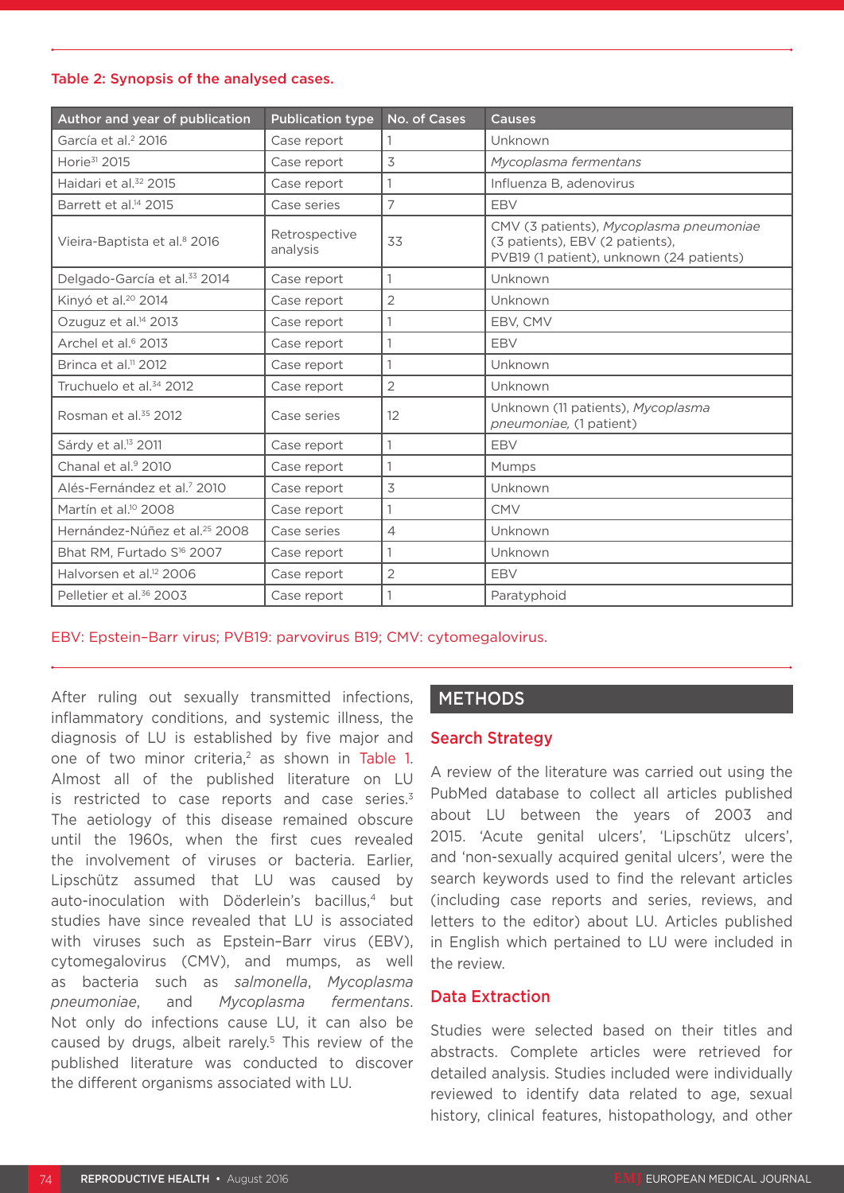**Table 2: Synopsis of the analysed cases.**

| Author and year of publication | Publication type | No. of Cases | Causes |
|---|---|---|---|
| García et al.[2] 2016 | Case report | 1 | Unknown |
| Horie[31] 2015 | Case report | 3 | *Mycoplasma fermentans* |
| Haidari et al.[32] 2015 | Case report | 1 | Influenza B, adenovirus |
| Barrett et al.[14] 2015 | Case series | 7 | EBV |
| Vieira-Baptista et al.[8] 2016 | Retrospective analysis | 33 | CMV (3 patients), *Mycoplasma pneumoniae* (3 patients), EBV (2 patients), PVB19 (1 patient), unknown (24 patients) |
| Delgado-García et al.[33] 2014 | Case report | 1 | Unknown |
| Kinyó et al.[20] 2014 | Case report | 2 | Unknown |
| Ozuguz et al.[14] 2013 | Case report | 1 | EBV, CMV |
| Archel et al.[6] 2013 | Case report | 1 | EBV |
| Brinca et al.[11] 2012 | Case report | 1 | Unknown |
| Truchuelo et al.[34] 2012 | Case report | 2 | Unknown |
| Rosman et al.[35] 2012 | Case series | 12 | Unknown (11 patients), *Mycoplasma pneumoniae,* (1 patient) |
| Sárdy et al.[13] 2011 | Case report | 1 | EBV |
| Chanal et al.[9] 2010 | Case report | 1 | Mumps |
| Alés-Fernández et al.[7] 2010 | Case report | 3 | Unknown |
| Martín et al.[10] 2008 | Case report | 1 | CMV |
| Hernández-Núñez et al.[25] 2008 | Case series | 4 | Unknown |
| Bhat RM, Furtado S[16] 2007 | Case report | 1 | Unknown |
| Halvorsen et al.[12] 2006 | Case report | 2 | EBV |
| Pelletier et al.[36] 2003 | Case report | 1 | Paratyphoid |

EBV: Epstein–Barr virus; PVB19: parvovirus B19; CMV: cytomegalovirus.

After ruling out sexually transmitted infections, inflammatory conditions, and systemic illness, the diagnosis of LU is established by five major and one of two minor criteria,[2] as shown in Table 1. Almost all of the published literature on LU is restricted to case reports and case series.[3] The aetiology of this disease remained obscure until the 1960s, when the first cues revealed the involvement of viruses or bacteria. Earlier, Lipschütz assumed that LU was caused by auto-inoculation with Döderlein's bacillus,[4] but studies have since revealed that LU is associated with viruses such as Epstein-Barr virus (EBV), cytomegalovirus (CMV), and mumps, as well as bacteria such as *salmonella*, *Mycoplasma pneumoniae*, and *Mycoplasma fermentans*. Not only do infections cause LU, it can also be caused by drugs, albeit rarely.[5] This review of the published literature was conducted to discover the different organisms associated with LU.

## METHODS

### Search Strategy

A review of the literature was carried out using the PubMed database to collect all articles published about LU between the years of 2003 and 2015. 'Acute genital ulcers', 'Lipschütz ulcers', and 'non-sexually acquired genital ulcers', were the search keywords used to find the relevant articles (including case reports and series, reviews, and letters to the editor) about LU. Articles published in English which pertained to LU were included in the review.

### Data Extraction

Studies were selected based on their titles and abstracts. Complete articles were retrieved for detailed analysis. Studies included were individually reviewed to identify data related to age, sexual history, clinical features, histopathology, and other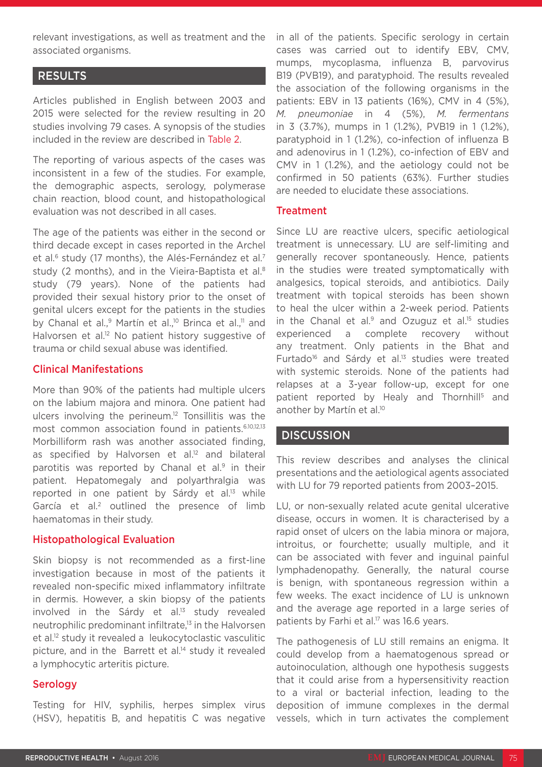relevant investigations, as well as treatment and the associated organisms.

## RESULTS

Articles published in English between 2003 and 2015 were selected for the review resulting in 20 studies involving 79 cases. A synopsis of the studies included in the review are described in Table 2.

The reporting of various aspects of the cases was inconsistent in a few of the studies. For example, the demographic aspects, serology, polymerase chain reaction, blood count, and histopathological evaluation was not described in all cases.

The age of the patients was either in the second or third decade except in cases reported in the Archel et al.[6] study (17 months), the Alés-Fernández et al.[7] study (2 months), and in the Vieira-Baptista et al.[8] study (79 years). None of the patients had provided their sexual history prior to the onset of genital ulcers except for the patients in the studies by Chanal et al.,[9] Martín et al.,[10] Brinca et al.,[11] and Halvorsen et al.[12] No patient history suggestive of trauma or child sexual abuse was identified.

### Clinical Manifestations

More than 90% of the patients had multiple ulcers on the labium majora and minora. One patient had ulcers involving the perineum.[12] Tonsillitis was the most common association found in patients.[6,10,12,13] Morbilliform rash was another associated finding, as specified by Halvorsen et al.[12] and bilateral parotitis was reported by Chanal et al.[9] in their patient. Hepatomegaly and polyarthralgia was reported in one patient by Sárdy et al.[13] while García et al.[2] outlined the presence of limb haematomas in their study.

### Histopathological Evaluation

Skin biopsy is not recommended as a first-line investigation because in most of the patients it revealed non-specific mixed inflammatory infiltrate in dermis. However, a skin biopsy of the patients involved in the Sárdy et al.[13] study revealed neutrophilic predominant infiltrate,[13] in the Halvorsen et al.[12] study it revealed a leukocytoclastic vasculitic picture, and in the Barrett et al.[14] study it revealed a lymphocytic arteritis picture.

### Serology

Testing for HIV, syphilis, herpes simplex virus (HSV), hepatitis B, and hepatitis C was negative in all of the patients. Specific serology in certain cases was carried out to identify EBV, CMV, mumps, mycoplasma, influenza B, parvovirus B19 (PVB19), and paratyphoid. The results revealed the association of the following organisms in the patients: EBV in 13 patients (16%), CMV in 4 (5%), *M. pneumoniae* in 4 (5%), *M. fermentans* in 3 (3.7%), mumps in 1 (1.2%), PVB19 in 1 (1.2%), paratyphoid in 1 (1.2%), co-infection of influenza B and adenovirus in 1 (1.2%), co-infection of EBV and CMV in 1 (1.2%), and the aetiology could not be confirmed in 50 patients (63%). Further studies are needed to elucidate these associations.

### Treatment

Since LU are reactive ulcers, specific aetiological treatment is unnecessary. LU are self-limiting and generally recover spontaneously. Hence, patients in the studies were treated symptomatically with analgesics, topical steroids, and antibiotics. Daily treatment with topical steroids has been shown to heal the ulcer within a 2-week period. Patients in the Chanal et al.[9] and Ozuguz et al.[15] studies experienced a complete recovery without any treatment. Only patients in the Bhat and Furtado[16] and Sárdy et al.[13] studies were treated with systemic steroids. None of the patients had relapses at a 3-year follow-up, except for one patient reported by Healy and Thornhill[5] and another by Martín et al.[10]

## DISCUSSION

This review describes and analyses the clinical presentations and the aetiological agents associated with LU for 79 reported patients from 2003–2015.

LU, or non-sexually related acute genital ulcerative disease, occurs in women. It is characterised by a rapid onset of ulcers on the labia minora or majora, introitus, or fourchette; usually multiple, and it can be associated with fever and inguinal painful lymphadenopathy. Generally, the natural course is benign, with spontaneous regression within a few weeks. The exact incidence of LU is unknown and the average age reported in a large series of patients by Farhi et al.[17] was 16.6 years.

The pathogenesis of LU still remains an enigma. It could develop from a haematogenous spread or autoinoculation, although one hypothesis suggests that it could arise from a hypersensitivity reaction to a viral or bacterial infection, leading to the deposition of immune complexes in the dermal vessels, which in turn activates the complement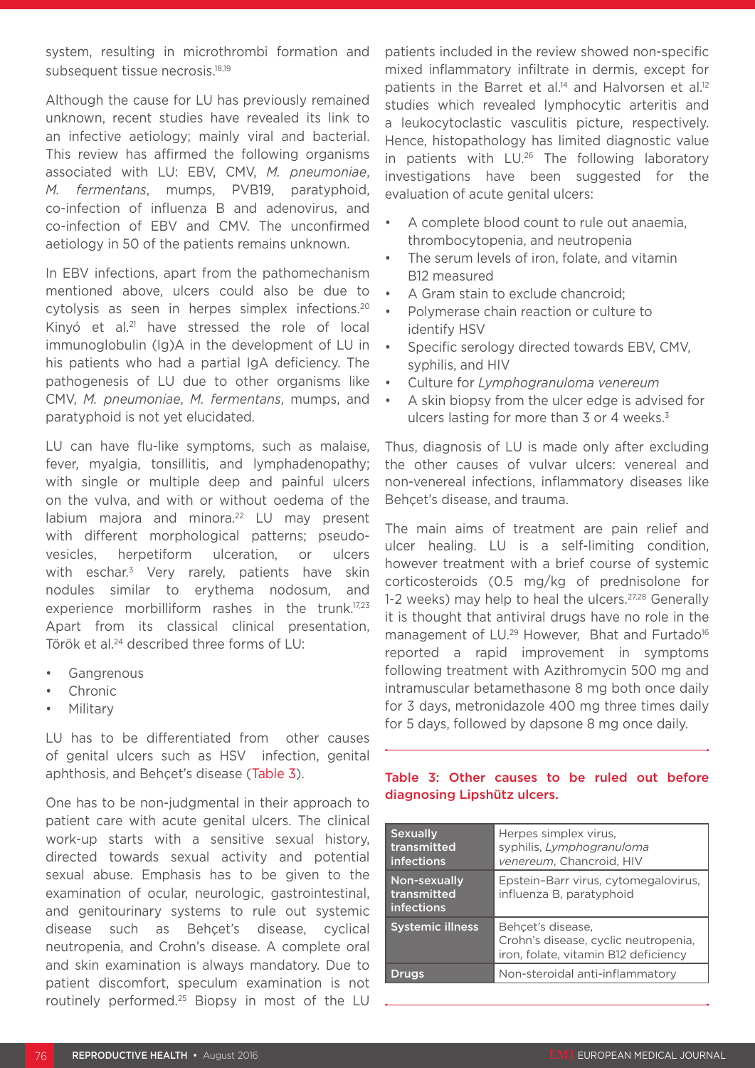system, resulting in microthrombi formation and subsequent tissue necrosis.[18,19]

Although the cause for LU has previously remained unknown, recent studies have revealed its link to an infective aetiology; mainly viral and bacterial. This review has affirmed the following organisms associated with LU: EBV, CMV, *M. pneumoniae*, *M. fermentans*, mumps, PVB19, paratyphoid, co-infection of influenza B and adenovirus, and co-infection of EBV and CMV. The unconfirmed aetiology in 50 of the patients remains unknown.

In EBV infections, apart from the pathomechanism mentioned above, ulcers could also be due to cytolysis as seen in herpes simplex infections.[20] Kinyó et al.[21] have stressed the role of local immunoglobulin (Ig)A in the development of LU in his patients who had a partial IgA deficiency. The pathogenesis of LU due to other organisms like CMV, *M. pneumoniae*, *M. fermentans*, mumps, and paratyphoid is not yet elucidated.

LU can have flu-like symptoms, such as malaise, fever, myalgia, tonsillitis, and lymphadenopathy; with single or multiple deep and painful ulcers on the vulva, and with or without oedema of the labium majora and minora.[22] LU may present with different morphological patterns; pseudo-vesicles, herpetiform ulceration, or ulcers with eschar.[3] Very rarely, patients have skin nodules similar to erythema nodosum, and experience morbilliform rashes in the trunk.[17,23] Apart from its classical clinical presentation, Török et al.[24] described three forms of LU:

- Gangrenous
- Chronic
- Military

LU has to be differentiated from other causes of genital ulcers such as HSV infection, genital aphthosis, and Behçet's disease (Table 3).

One has to be non-judgmental in their approach to patient care with acute genital ulcers. The clinical work-up starts with a sensitive sexual history, directed towards sexual activity and potential sexual abuse. Emphasis has to be given to the examination of ocular, neurologic, gastrointestinal, and genitourinary systems to rule out systemic disease such as Behçet's disease, cyclical neutropenia, and Crohn's disease. A complete oral and skin examination is always mandatory. Due to patient discomfort, speculum examination is not routinely performed.[25] Biopsy in most of the LU patients included in the review showed non-specific mixed inflammatory infiltrate in dermis, except for patients in the Barret et al.[14] and Halvorsen et al.[12] studies which revealed lymphocytic arteritis and a leukocytoclastic vasculitis picture, respectively. Hence, histopathology has limited diagnostic value in patients with LU.[26] The following laboratory investigations have been suggested for the evaluation of acute genital ulcers:

- A complete blood count to rule out anaemia, thrombocytopenia, and neutropenia
- The serum levels of iron, folate, and vitamin B12 measured
- A Gram stain to exclude chancroid;
- Polymerase chain reaction or culture to identify HSV
- Specific serology directed towards EBV, CMV, syphilis, and HIV
- Culture for *Lymphogranuloma venereum*
- A skin biopsy from the ulcer edge is advised for ulcers lasting for more than 3 or 4 weeks.[3]

Thus, diagnosis of LU is made only after excluding the other causes of vulvar ulcers: venereal and non-venereal infections, inflammatory diseases like Behçet's disease, and trauma.

The main aims of treatment are pain relief and ulcer healing. LU is a self-limiting condition, however treatment with a brief course of systemic corticosteroids (0.5 mg/kg of prednisolone for 1-2 weeks) may help to heal the ulcers.[27,28] Generally it is thought that antiviral drugs have no role in the management of LU.[29] However, Bhat and Furtado[16] reported a rapid improvement in symptoms following treatment with Azithromycin 500 mg and intramuscular betamethasone 8 mg both once daily for 3 days, metronidazole 400 mg three times daily for 5 days, followed by dapsone 8 mg once daily.

**Table 3: Other causes to be ruled out before diagnosing Lipshütz ulcers.**

| | |
|---|---|
| **Sexually transmitted infections** | Herpes simplex virus, syphilis, *Lymphogranuloma venereum*, Chancroid, HIV |
| **Non-sexually transmitted infections** | Epstein–Barr virus, cytomegalovirus, influenza B, paratyphoid |
| **Systemic illness** | Behçet's disease, Crohn's disease, cyclic neutropenia, iron, folate, vitamin B12 deficiency |
| **Drugs** | Non-steroidal anti-inflammatory |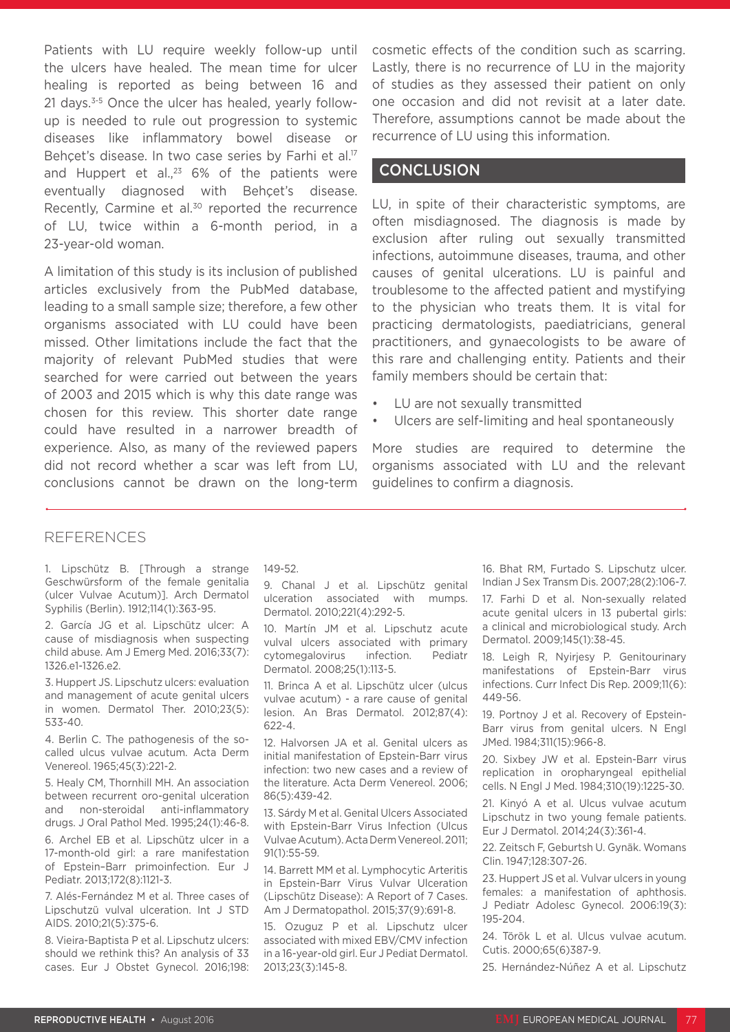Patients with LU require weekly follow-up until the ulcers have healed. The mean time for ulcer healing is reported as being between 16 and 21 days.[3-5] Once the ulcer has healed, yearly follow-up is needed to rule out progression to systemic diseases like inflammatory bowel disease or Behçet's disease. In two case series by Farhi et al.[17] and Huppert et al.,[23] 6% of the patients were eventually diagnosed with Behçet's disease. Recently, Carmine et al.[30] reported the recurrence of LU, twice within a 6-month period, in a 23-year-old woman.

A limitation of this study is its inclusion of published articles exclusively from the PubMed database, leading to a small sample size; therefore, a few other organisms associated with LU could have been missed. Other limitations include the fact that the majority of relevant PubMed studies that were searched for were carried out between the years of 2003 and 2015 which is why this date range was chosen for this review. This shorter date range could have resulted in a narrower breadth of experience. Also, as many of the reviewed papers did not record whether a scar was left from LU, conclusions cannot be drawn on the long-term cosmetic effects of the condition such as scarring. Lastly, there is no recurrence of LU in the majority of studies as they assessed their patient on only one occasion and did not revisit at a later date. Therefore, assumptions cannot be made about the recurrence of LU using this information.

## CONCLUSION

LU, in spite of their characteristic symptoms, are often misdiagnosed. The diagnosis is made by exclusion after ruling out sexually transmitted infections, autoimmune diseases, trauma, and other causes of genital ulcerations. LU is painful and troublesome to the affected patient and mystifying to the physician who treats them. It is vital for practicing dermatologists, paediatricians, general practitioners, and gynaecologists to be aware of this rare and challenging entity. Patients and their family members should be certain that:

- LU are not sexually transmitted
- Ulcers are self-limiting and heal spontaneously

More studies are required to determine the organisms associated with LU and the relevant guidelines to confirm a diagnosis.

## REFERENCES

1. Lipschütz B. [Through a strange Geschwürsform of the female genitalia (ulcer Vulvae Acutum)]. Arch Dermatol Syphilis (Berlin). 1912;114(1):363-95.

2. García JG et al. Lipschütz ulcer: A cause of misdiagnosis when suspecting child abuse. Am J Emerg Med. 2016;33(7): 1326.e1-1326.e2.

3. Huppert JS. Lipschutz ulcers: evaluation and management of acute genital ulcers in women. Dermatol Ther. 2010;23(5): 533-40.

4. Berlin C. The pathogenesis of the so-called ulcus vulvae acutum. Acta Derm Venereol. 1965;45(3):221-2.

5. Healy CM, Thornhill MH. An association between recurrent oro-genital ulceration and non-steroidal anti-inflammatory drugs. J Oral Pathol Med. 1995;24(1):46-8.

6. Archel EB et al. Lipschütz ulcer in a 17-month-old girl: a rare manifestation of Epstein-Barr primoinfection. Eur J Pediatr. 2013;172(8):1121-3.

7. Alés-Fernández M et al. Three cases of Lipschutzü vulval ulceration. Int J STD AIDS. 2010;21(5):375-6.

8. Vieira-Baptista P et al. Lipschutz ulcers: should we rethink this? An analysis of 33 cases. Eur J Obstet Gynecol. 2016;198: 149-52.

9. Chanal J et al. Lipschütz genital ulceration associated with mumps. Dermatol. 2010;221(4):292-5.

10. Martín JM et al. Lipschutz acute vulval ulcers associated with primary cytomegalovirus infection. Pediatr Dermatol. 2008;25(1):113-5.

11. Brinca A et al. Lipschütz ulcer (ulcus vulvae acutum) - a rare cause of genital lesion. An Bras Dermatol. 2012;87(4): 622-4.

12. Halvorsen JA et al. Genital ulcers as initial manifestation of Epstein-Barr virus infection: two new cases and a review of the literature. Acta Derm Venereol. 2006; 86(5):439-42.

13. Sárdy M et al. Genital Ulcers Associated with Epstein-Barr Virus Infection (Ulcus Vulvae Acutum). Acta Derm Venereol. 2011; 91(1):55-59.

14. Barrett MM et al. Lymphocytic Arteritis in Epstein-Barr Virus Vulvar Ulceration (Lipschütz Disease): A Report of 7 Cases. Am J Dermatopathol. 2015;37(9):691-8.

15. Ozuguz P et al. Lipschutz ulcer associated with mixed EBV/CMV infection in a 16-year-old girl. Eur J Pediat Dermatol. 2013;23(3):145-8.

16. Bhat RM, Furtado S. Lipschutz ulcer. Indian J Sex Transm Dis. 2007;28(2):106-7.

17. Farhi D et al. Non-sexually related acute genital ulcers in 13 pubertal girls: a clinical and microbiological study. Arch Dermatol. 2009;145(1):38-45.

18. Leigh R, Nyirjesy P. Genitourinary manifestations of Epstein-Barr virus infections. Curr Infect Dis Rep. 2009;11(6): 449-56.

19. Portnoy J et al. Recovery of Epstein-Barr virus from genital ulcers. N Engl JMed. 1984;311(15):966-8.

20. Sixbey JW et al. Epstein-Barr virus replication in oropharyngeal epithelial cells. N Engl J Med. 1984;310(19):1225-30.

21. Kinyó A et al. Ulcus vulvae acutum Lipschutz in two young female patients. Eur J Dermatol. 2014;24(3):361-4.

22. Zeitsch F, Geburtsh U. Gynäk. Womans Clin. 1947;128:307-26.

23. Huppert JS et al. Vulvar ulcers in young females: a manifestation of aphthosis. J Pediatr Adolesc Gynecol. 2006:19(3): 195-204.

24. Török L et al. Ulcus vulvae acutum. Cutis. 2000;65(6)387-9.

25. Hernández-Núñez A et al. Lipschutz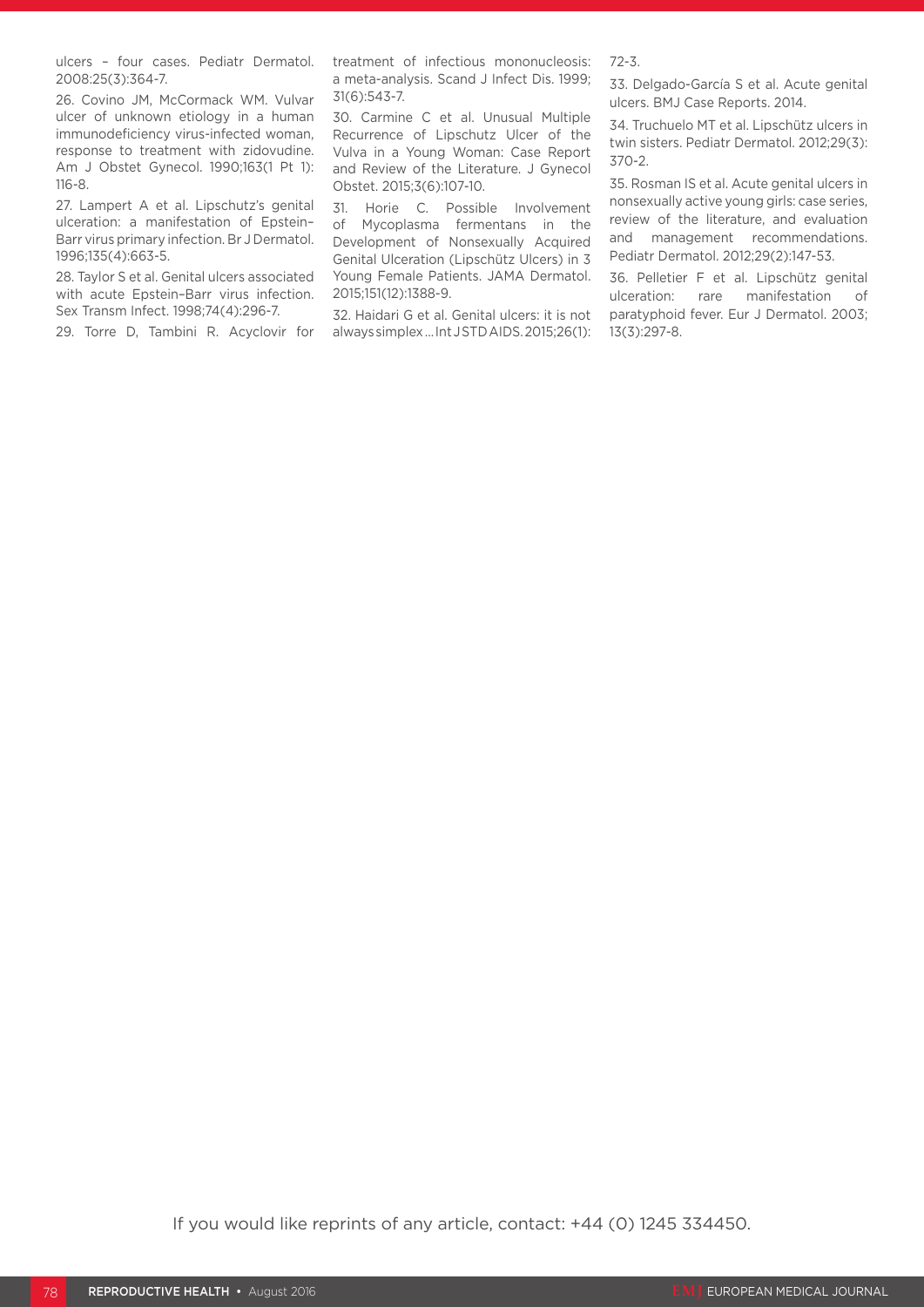ulcers – four cases. Pediatr Dermatol. 2008:25(3):364-7.

26. Covino JM, McCormack WM. Vulvar ulcer of unknown etiology in a human immunodeficiency virus-infected woman, response to treatment with zidovudine. Am J Obstet Gynecol. 1990;163(1 Pt 1): 116-8.

27. Lampert A et al. Lipschutz's genital ulceration: a manifestation of Epstein–Barr virus primary infection. Br J Dermatol. 1996;135(4):663-5.

28. Taylor S et al. Genital ulcers associated with acute Epstein–Barr virus infection. Sex Transm Infect. 1998;74(4):296-7.

29. Torre D, Tambini R. Acyclovir for treatment of infectious mononucleosis: a meta-analysis. Scand J Infect Dis. 1999; 31(6):543-7.

30. Carmine C et al. Unusual Multiple Recurrence of Lipschutz Ulcer of the Vulva in a Young Woman: Case Report and Review of the Literature. J Gynecol Obstet. 2015;3(6):107-10.

31. Horie C. Possible Involvement of Mycoplasma fermentans in the Development of Nonsexually Acquired Genital Ulceration (Lipschütz Ulcers) in 3 Young Female Patients. JAMA Dermatol. 2015;151(12):1388-9.

32. Haidari G et al. Genital ulcers: it is not always simplex... Int J STD AIDS. 2015;26(1): 72-3.

33. Delgado-García S et al. Acute genital ulcers. BMJ Case Reports. 2014.

34. Truchuelo MT et al. Lipschütz ulcers in twin sisters. Pediatr Dermatol. 2012;29(3): 370-2.

35. Rosman IS et al. Acute genital ulcers in nonsexually active young girls: case series, review of the literature, and evaluation and management recommendations. Pediatr Dermatol. 2012;29(2):147-53.

36. Pelletier F et al. Lipschütz genital ulceration: rare manifestation of paratyphoid fever. Eur J Dermatol. 2003; 13(3):297-8.

If you would like reprints of any article, contact: +44 (0) 1245 334450.